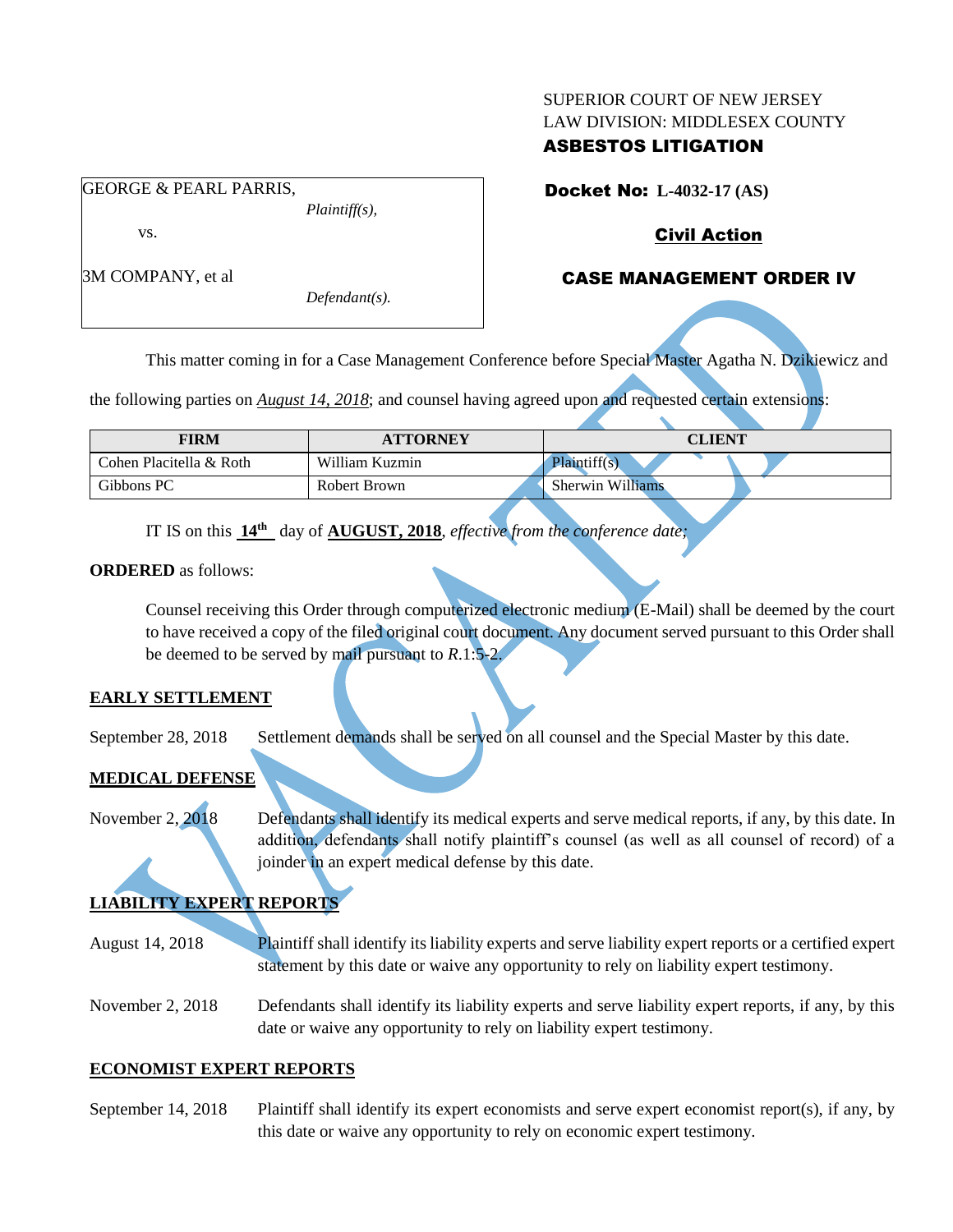SUPERIOR COURT OF NEW JERSEY
LAW DIVISION: MIDDLESEX COUNTY
**ASBESTOS LITIGATION**

GEORGE & PEARL PARRIS,
*Plaintiff(s),*

vs.

3M COMPANY, et al
*Defendant(s).*

**Docket No: L-4032-17 (AS)**

**Civil Action**

**CASE MANAGEMENT ORDER IV**

VACATED

This matter coming in for a Case Management Conference before Special Master Agatha N. Dzikiewicz and the following parties on ***August 14, 2018***; and counsel having agreed upon and requested certain extensions:

| FIRM | ATTORNEY | CLIENT |
| --- | --- | --- |
| Cohen Placitella & Roth | William Kuzmin | Plaintiff(s) |
| Gibbons PC | Robert Brown | Sherwin Williams |

IT IS on this **14th** day of **AUGUST, 2018**, *effective from the conference date;*

**ORDERED** as follows:

Counsel receiving this Order through computerized electronic medium (E-Mail) shall be deemed by the court to have received a copy of the filed original court document. Any document served pursuant to this Order shall be deemed to be served by mail pursuant to *R*.1:5-2.

**EARLY SETTLEMENT**

September 28, 2018 Settlement demands shall be served on all counsel and the Special Master by this date.

**MEDICAL DEFENSE**

November 2, 2018 Defendants shall identify its medical experts and serve medical reports, if any, by this date. In addition, defendants shall notify plaintiff's counsel (as well as all counsel of record) of a joinder in an expert medical defense by this date.

**LIABILITY EXPERT REPORTS**

August 14, 2018 Plaintiff shall identify its liability experts and serve liability expert reports or a certified expert statement by this date or waive any opportunity to rely on liability expert testimony.

November 2, 2018 Defendants shall identify its liability experts and serve liability expert reports, if any, by this date or waive any opportunity to rely on liability expert testimony.

**ECONOMIST EXPERT REPORTS**

September 14, 2018 Plaintiff shall identify its expert economists and serve expert economist report(s), if any, by this date or waive any opportunity to rely on economic expert testimony.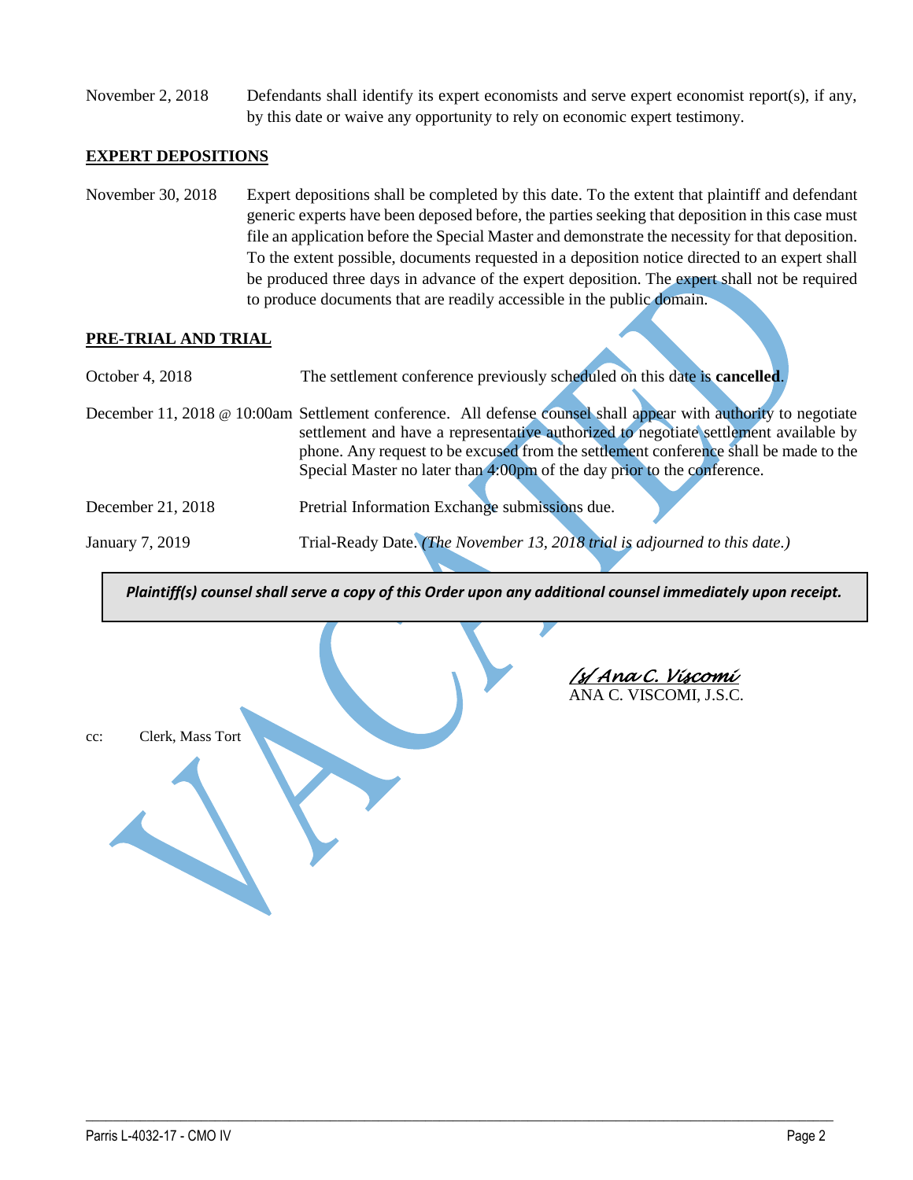November 2, 2018 Defendants shall identify its expert economists and serve expert economist report(s), if any, by this date or waive any opportunity to rely on economic expert testimony.

## EXPERT DEPOSITIONS

November 30, 2018 Expert depositions shall be completed by this date. To the extent that plaintiff and defendant generic experts have been deposed before, the parties seeking that deposition in this case must file an application before the Special Master and demonstrate the necessity for that deposition. To the extent possible, documents requested in a deposition notice directed to an expert shall be produced three days in advance of the expert deposition. The expert shall not be required to produce documents that are readily accessible in the public domain.

## PRE-TRIAL AND TRIAL

October 4, 2018 The settlement conference previously scheduled on this date is **cancelled**.

December 11, 2018 @ 10:00am Settlement conference. All defense counsel shall appear with authority to negotiate settlement and have a representative authorized to negotiate settlement available by phone. Any request to be excused from the settlement conference shall be made to the Special Master no later than 4:00pm of the day prior to the conference.

December 21, 2018 Pretrial Information Exchange submissions due.

January 7, 2019 Trial-Ready Date. *(The November 13, 2018 trial is adjourned to this date.)*

***Plaintiff(s) counsel shall serve a copy of this Order upon any additional counsel immediately upon receipt.***

/s/ Ana C. Viscomi
ANA C. VISCOMI, J.S.C.

cc: Clerk, Mass Tort

VACATED